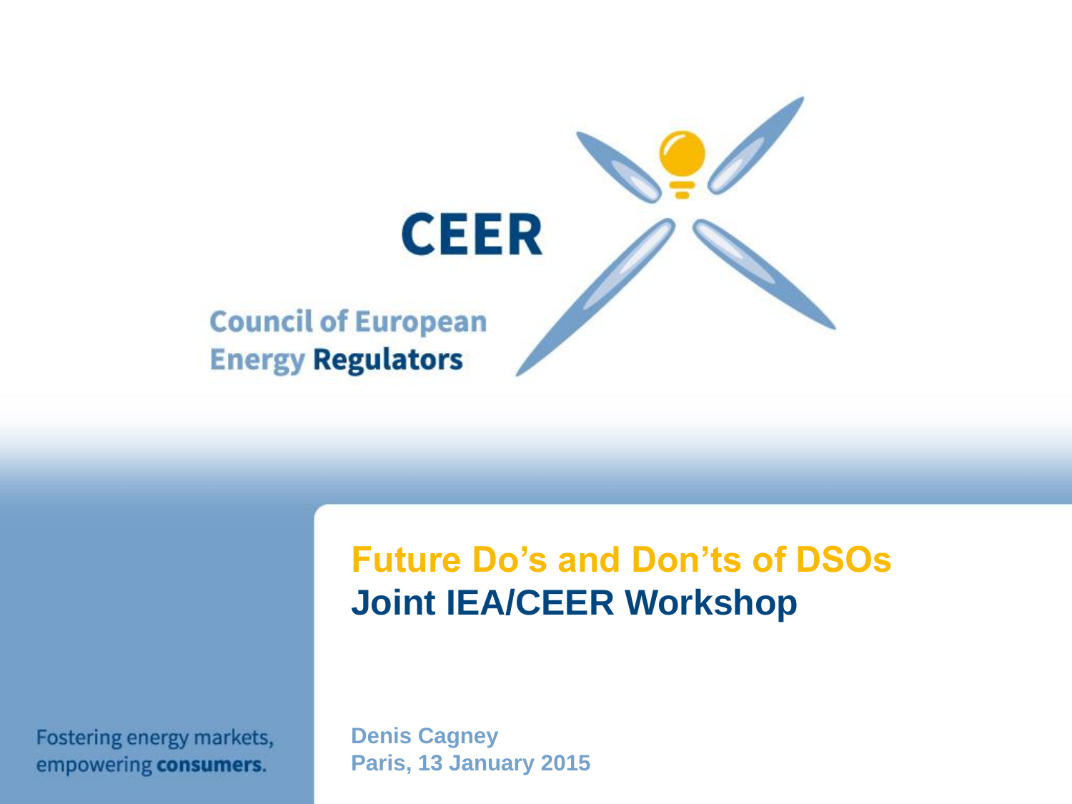CEER

Council of European Energy **Regulators**

# Future Do's and Don'ts of DSOs

## Joint IEA/CEER Workshop

Fostering energy markets, empowering **consumers**.

**Denis Cagney**
**Paris, 13 January 2015**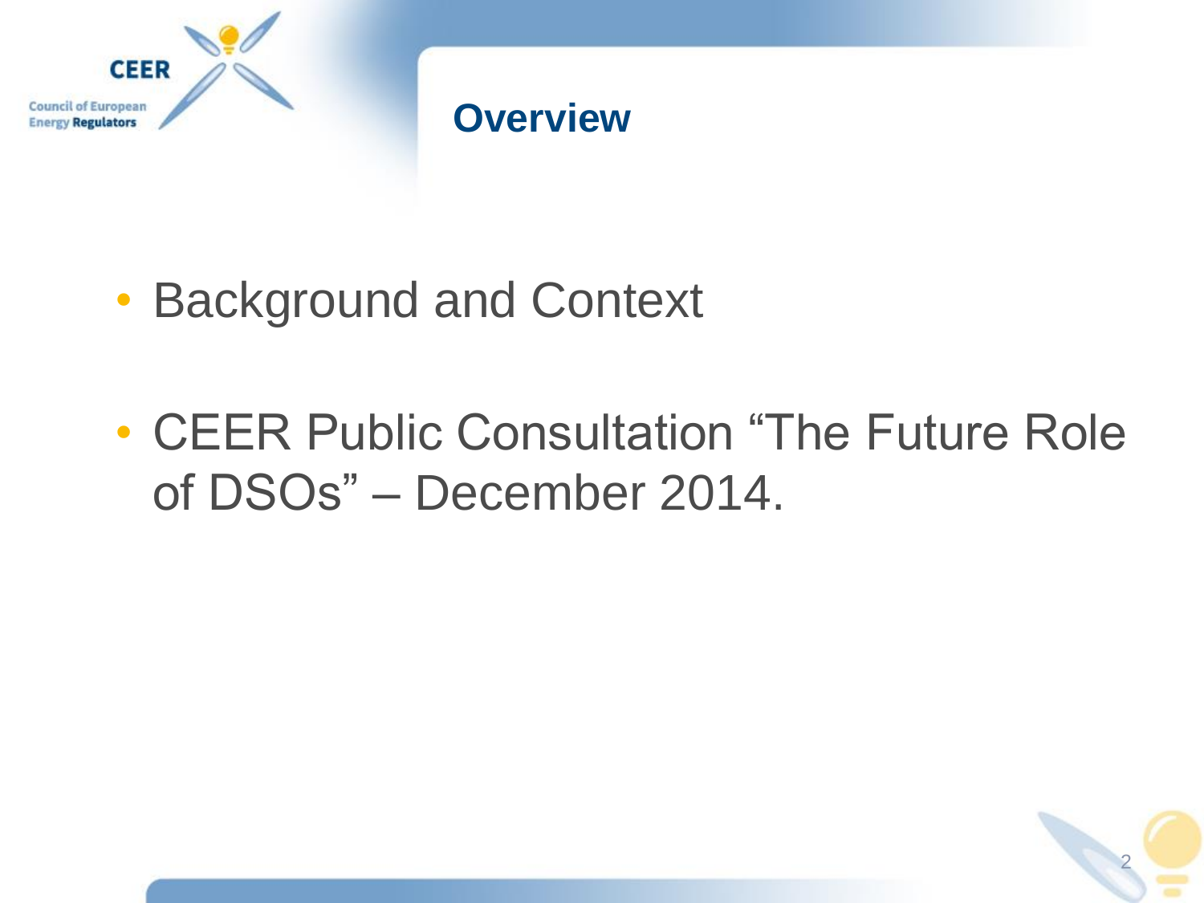# Overview

- Background and Context
- CEER Public Consultation “The Future Role of DSOs” – December 2014.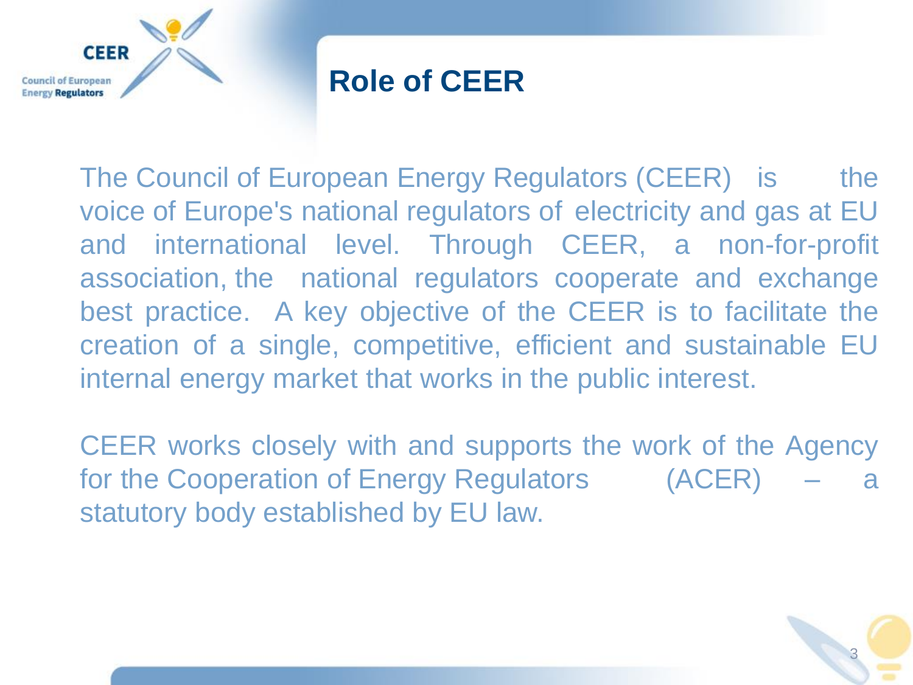# Role of CEER

The Council of European Energy Regulators (CEER) is the voice of Europe's national regulators of electricity and gas at EU and international level. Through CEER, a non-for-profit association, the national regulators cooperate and exchange best practice. A key objective of the CEER is to facilitate the creation of a single, competitive, efficient and sustainable EU internal energy market that works in the public interest.

CEER works closely with and supports the work of the Agency for the Cooperation of Energy Regulators (ACER) – a statutory body established by EU law.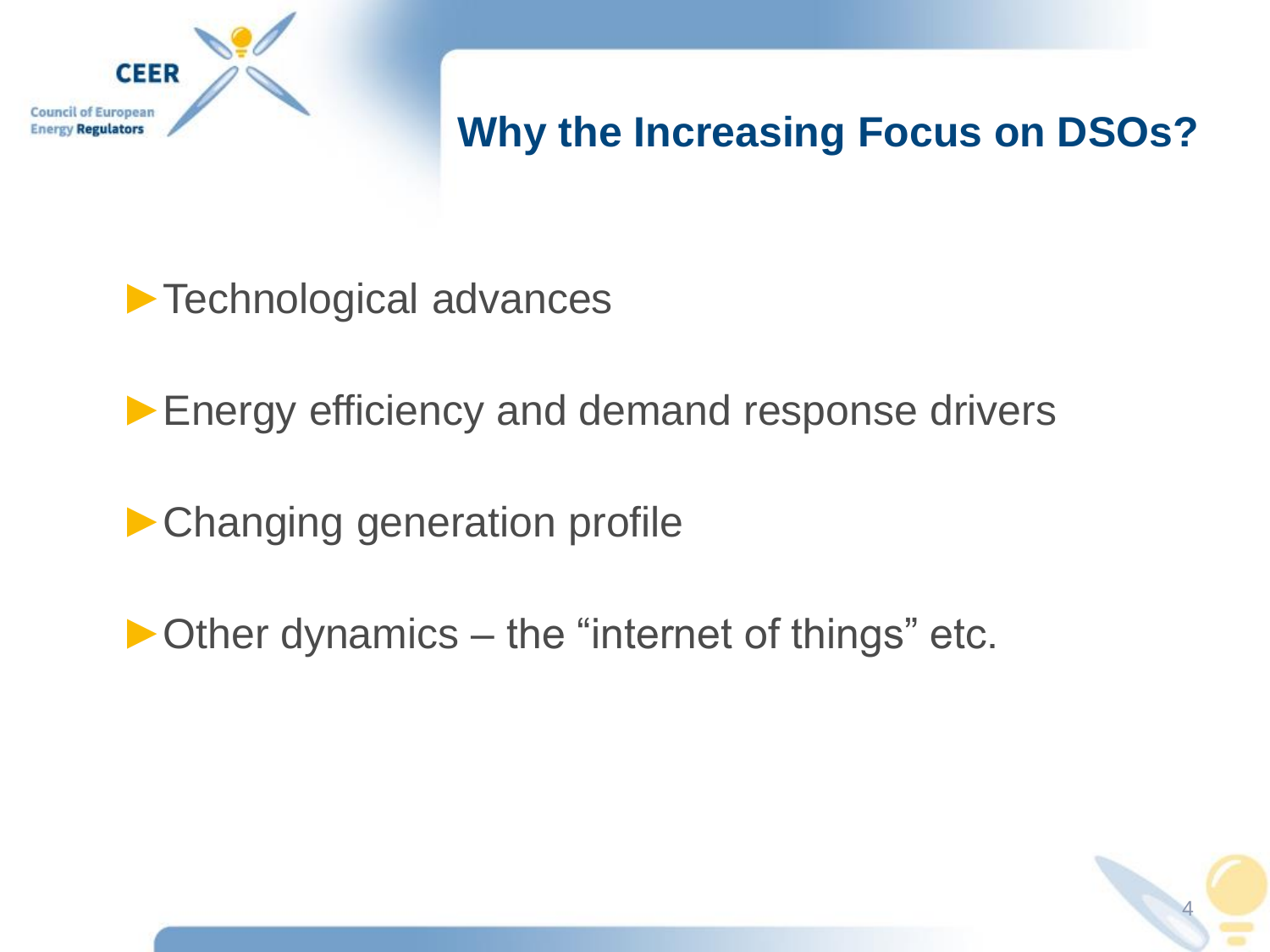# Why the Increasing Focus on DSOs?

- Technological advances
- Energy efficiency and demand response drivers
- Changing generation profile
- Other dynamics – the "internet of things" etc.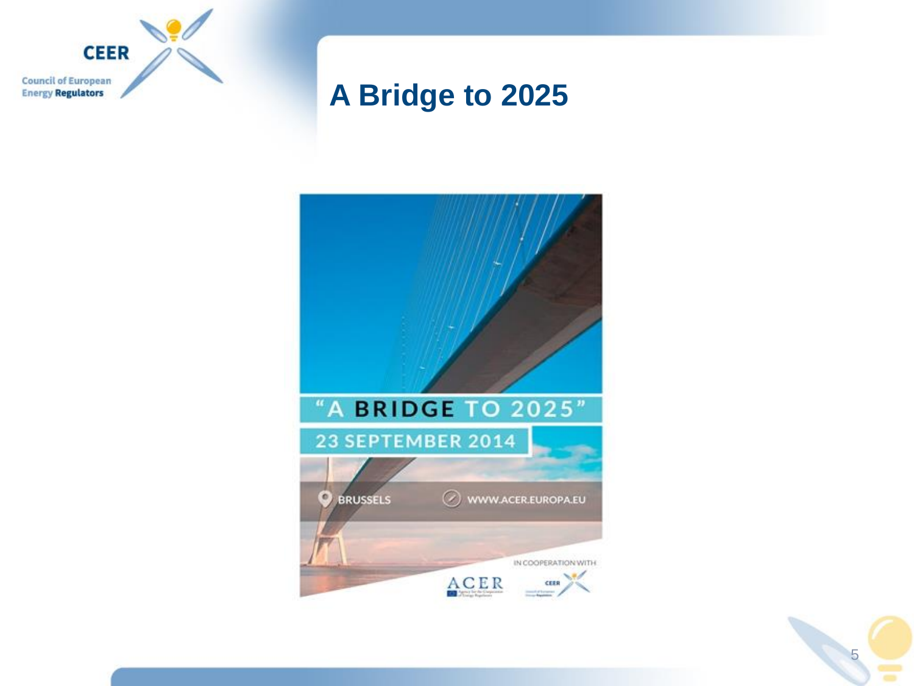# A Bridge to 2025

"A BRIDGE TO 2025"

23 SEPTEMBER 2014

BRUSSELS

WWW.ACER.EUROPA.EU

IN COOPERATION WITH

ACER

CEER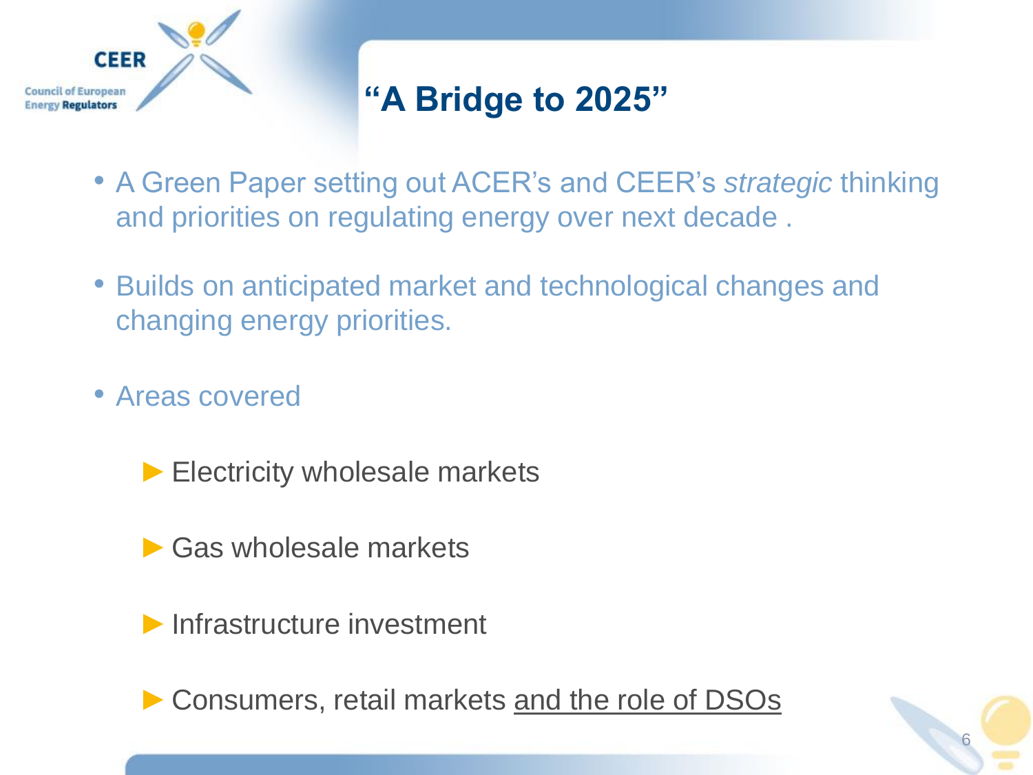# "A Bridge to 2025"

- A Green Paper setting out ACER's and CEER's *strategic* thinking and priorities on regulating energy over next decade .
- Builds on anticipated market and technological changes and changing energy priorities.
- Areas covered
  - Electricity wholesale markets
  - Gas wholesale markets
  - Infrastructure investment
  - Consumers, retail markets <u>and the role of DSOs</u>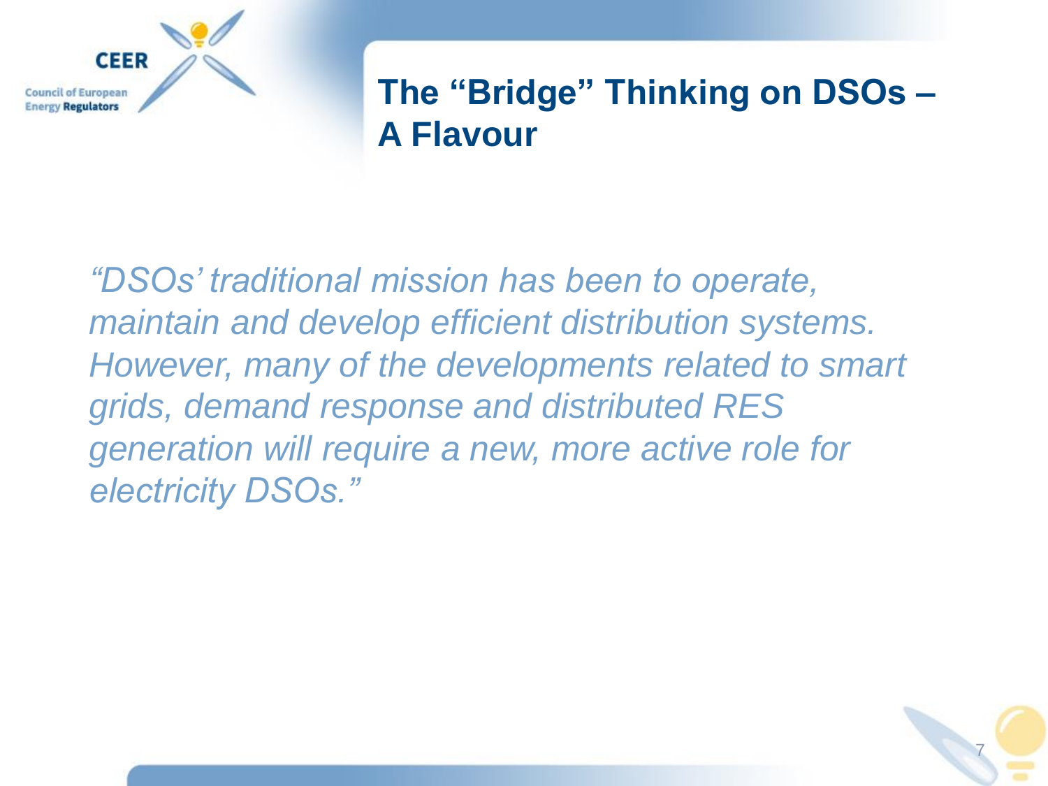# The “Bridge” Thinking on DSOs – A Flavour

*“DSOs’ traditional mission has been to operate, maintain and develop efficient distribution systems. However, many of the developments related to smart grids, demand response and distributed RES generation will require a new, more active role for electricity DSOs.”*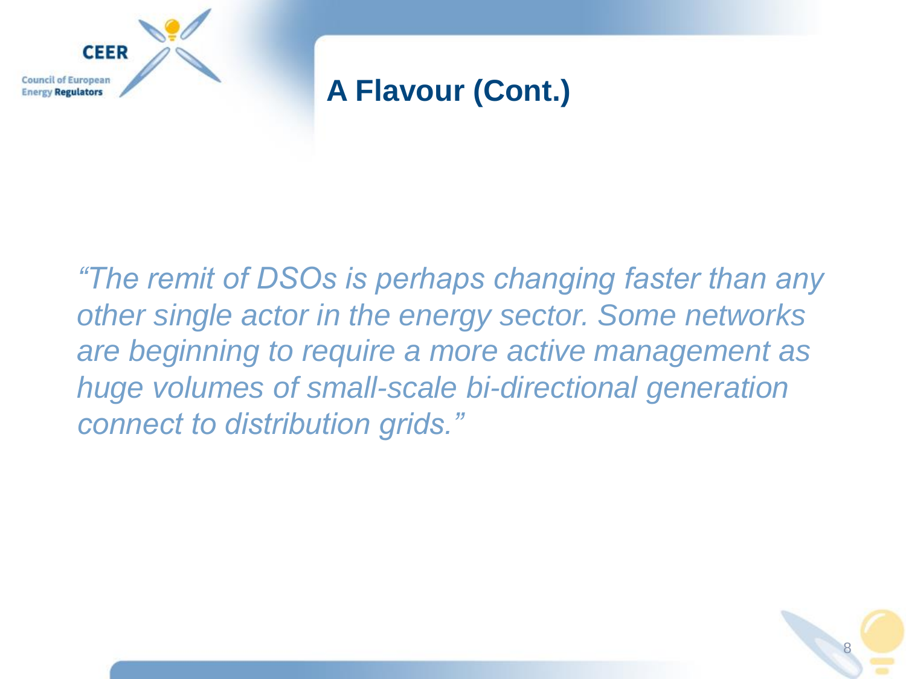## A Flavour (Cont.)

*"The remit of DSOs is perhaps changing faster than any other single actor in the energy sector. Some networks are beginning to require a more active management as huge volumes of small-scale bi-directional generation connect to distribution grids."*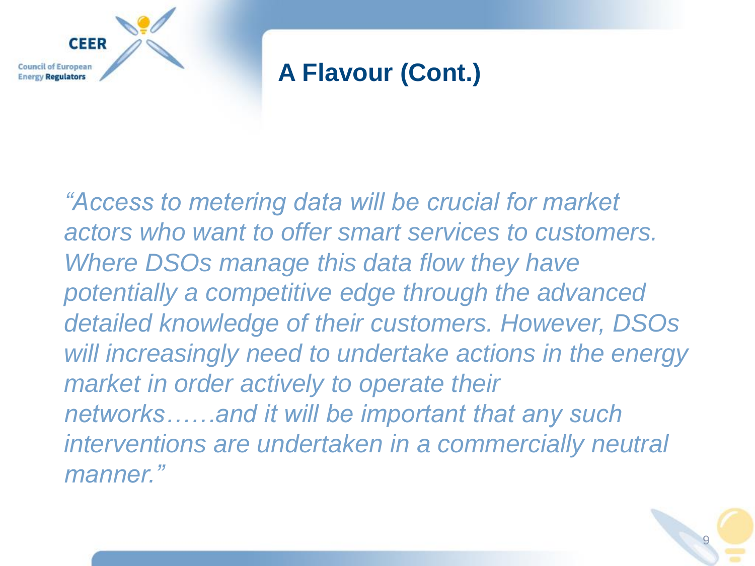# A Flavour (Cont.)

*"Access to metering data will be crucial for market actors who want to offer smart services to customers. Where DSOs manage this data flow they have potentially a competitive edge through the advanced detailed knowledge of their customers. However, DSOs will increasingly need to undertake actions in the energy market in order actively to operate their networks……and it will be important that any such interventions are undertaken in a commercially neutral manner."*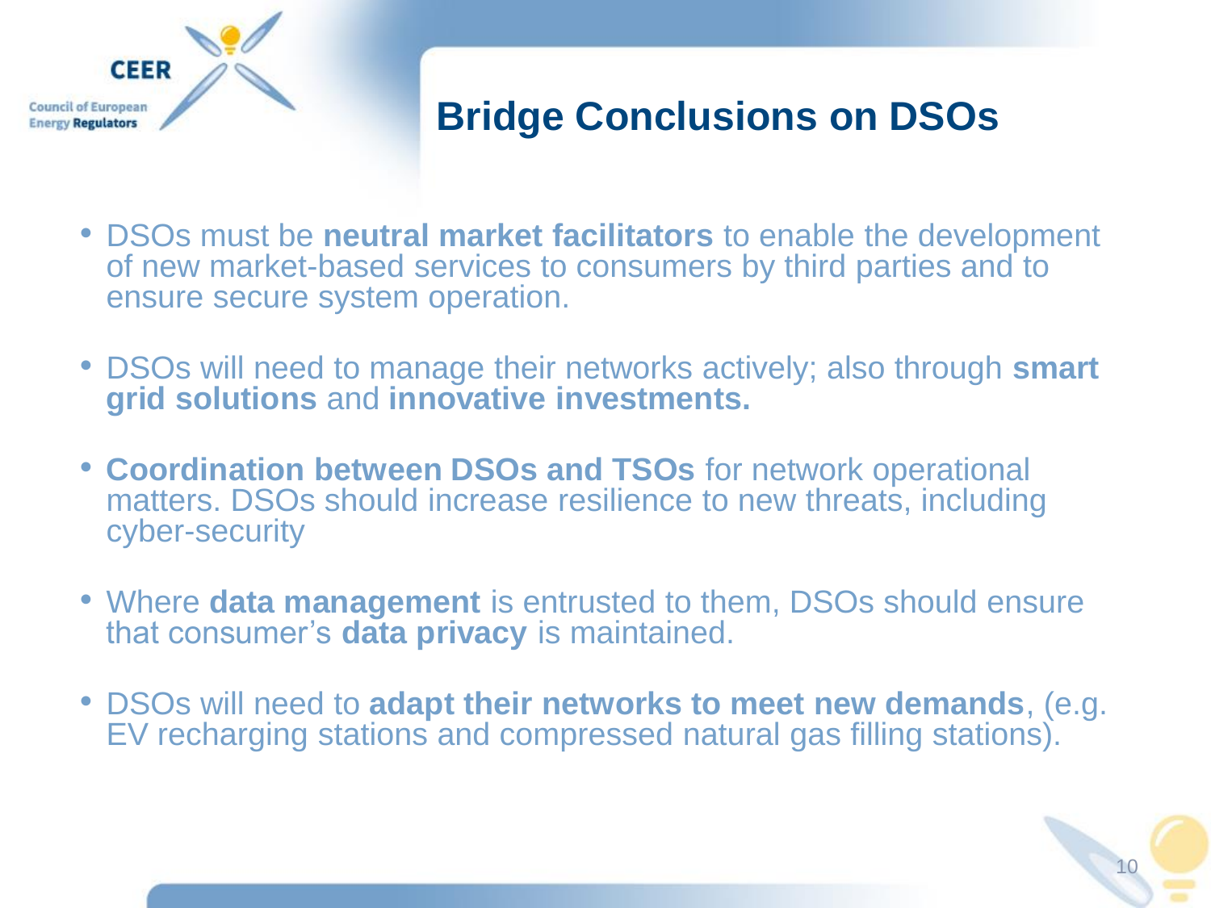# Bridge Conclusions on DSOs

- DSOs must be **neutral market facilitators** to enable the development of new market-based services to consumers by third parties and to ensure secure system operation.
- DSOs will need to manage their networks actively; also through **smart grid solutions** and **innovative investments.**
- **Coordination between DSOs and TSOs** for network operational matters. DSOs should increase resilience to new threats, including cyber-security
- Where **data management** is entrusted to them, DSOs should ensure that consumer's **data privacy** is maintained.
- DSOs will need to **adapt their networks to meet new demands**, (e.g. EV recharging stations and compressed natural gas filling stations).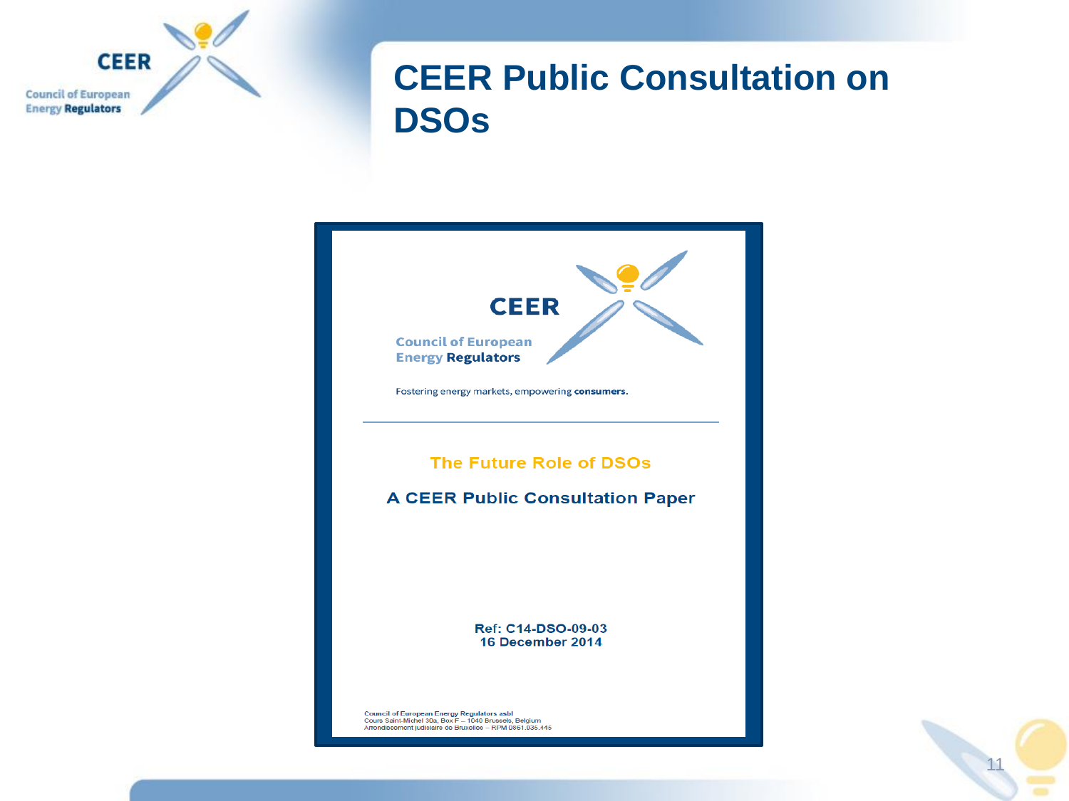# CEER Public Consultation on DSOs

CEER

Council of European Energy Regulators

Fostering energy markets, empowering consumers.

---

**The Future Role of DSOs**

**A CEER Public Consultation Paper**

**Ref: C14-DSO-09-03**
**16 December 2014**

Council of European Energy Regulators asbl
Cours Saint-Michel 30a, Box F – 1040 Brussels, Belgium
Arrondissement judiciaire de Bruxelles – RPM 0861.035.445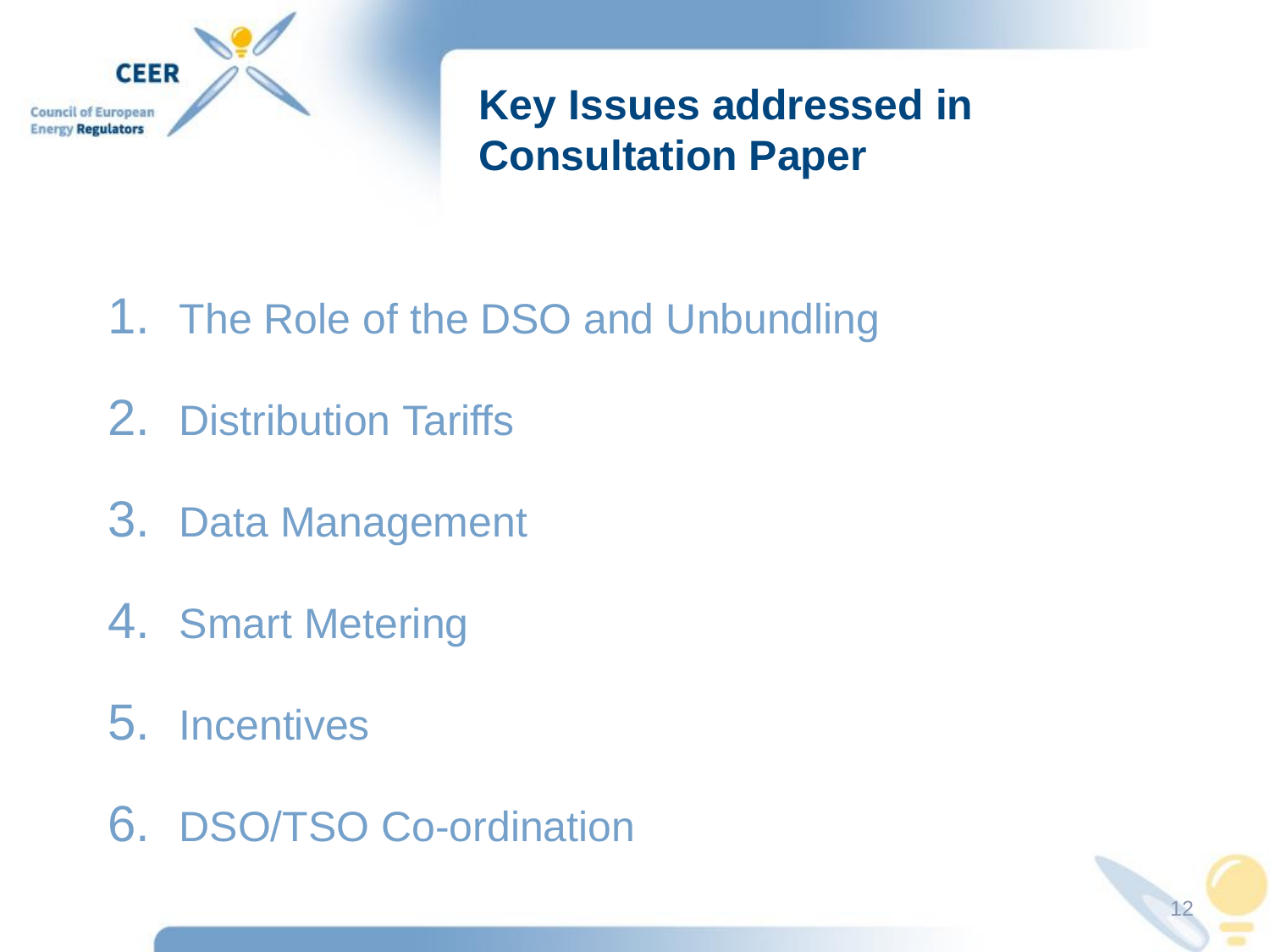# Key Issues addressed in Consultation Paper

1. The Role of the DSO and Unbundling
2. Distribution Tariffs
3. Data Management
4. Smart Metering
5. Incentives
6. DSO/TSO Co-ordination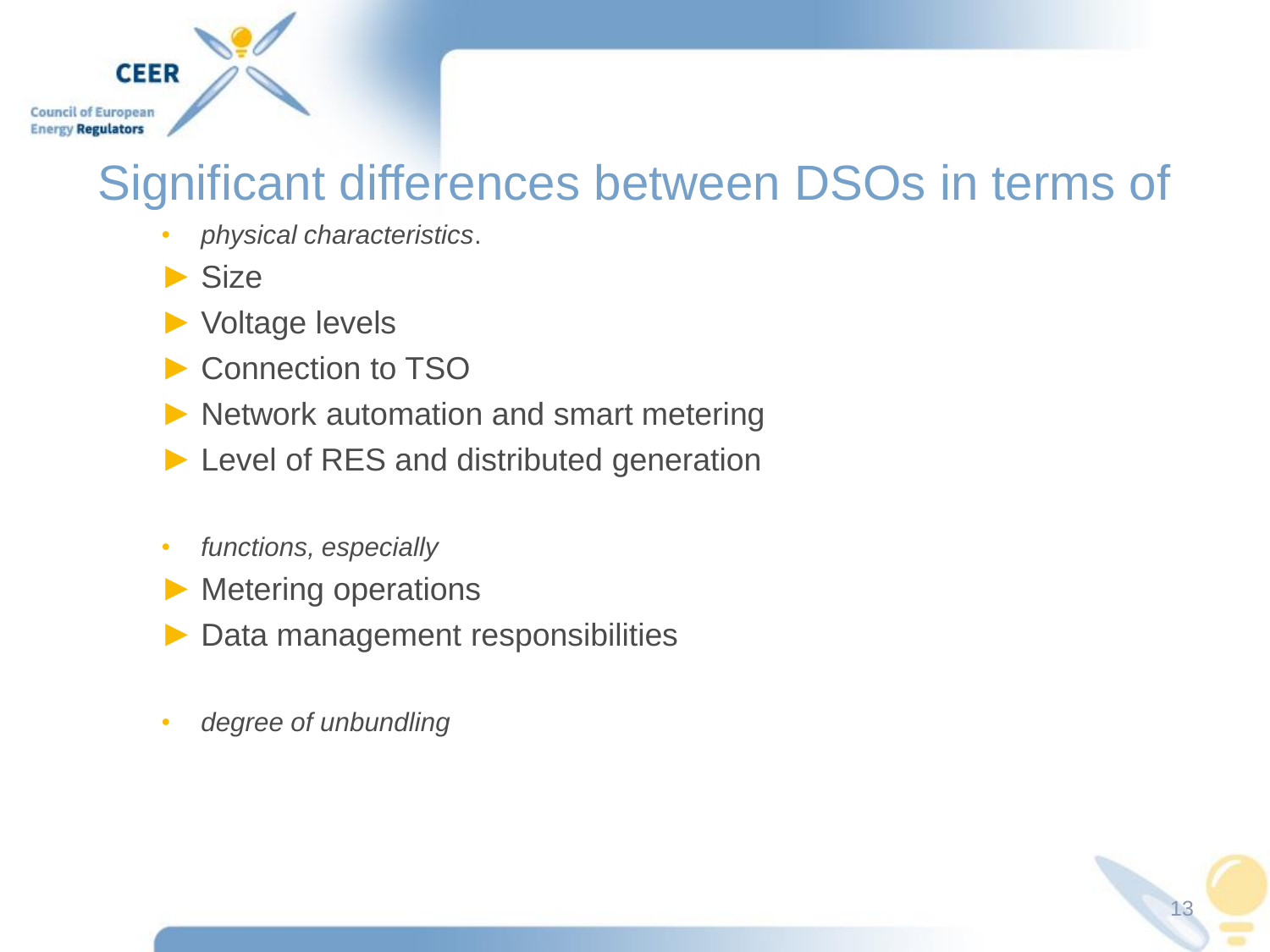# Significant differences between DSOs in terms of

- *physical characteristics*.
  - Size
  - Voltage levels
  - Connection to TSO
  - Network automation and smart metering
  - Level of RES and distributed generation

- *functions, especially*
  - Metering operations
  - Data management responsibilities

- *degree of unbundling*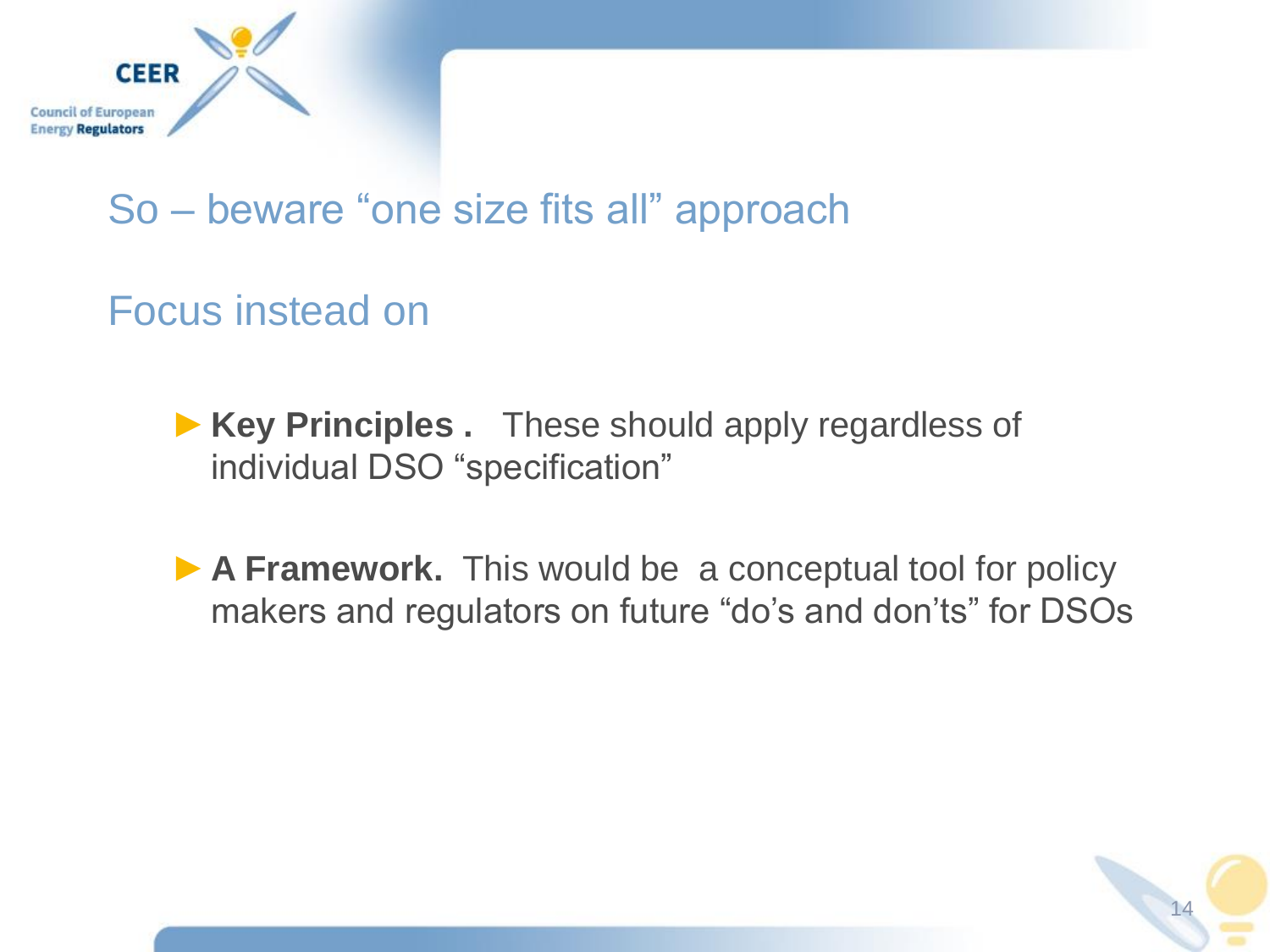## So – beware "one size fits all" approach

## Focus instead on

- **Key Principles .** These should apply regardless of individual DSO "specification"
- **A Framework.** This would be a conceptual tool for policy makers and regulators on future "do's and don'ts" for DSOs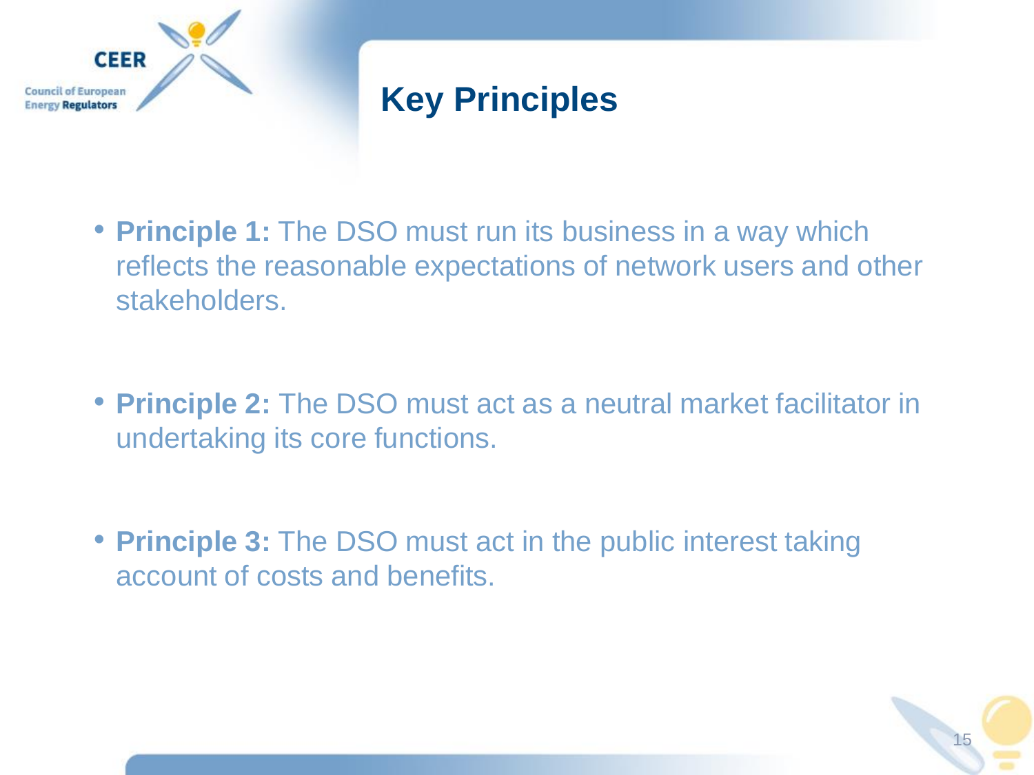# Key Principles

- **Principle 1:** The DSO must run its business in a way which reflects the reasonable expectations of network users and other stakeholders.

- **Principle 2:** The DSO must act as a neutral market facilitator in undertaking its core functions.

- **Principle 3:** The DSO must act in the public interest taking account of costs and benefits.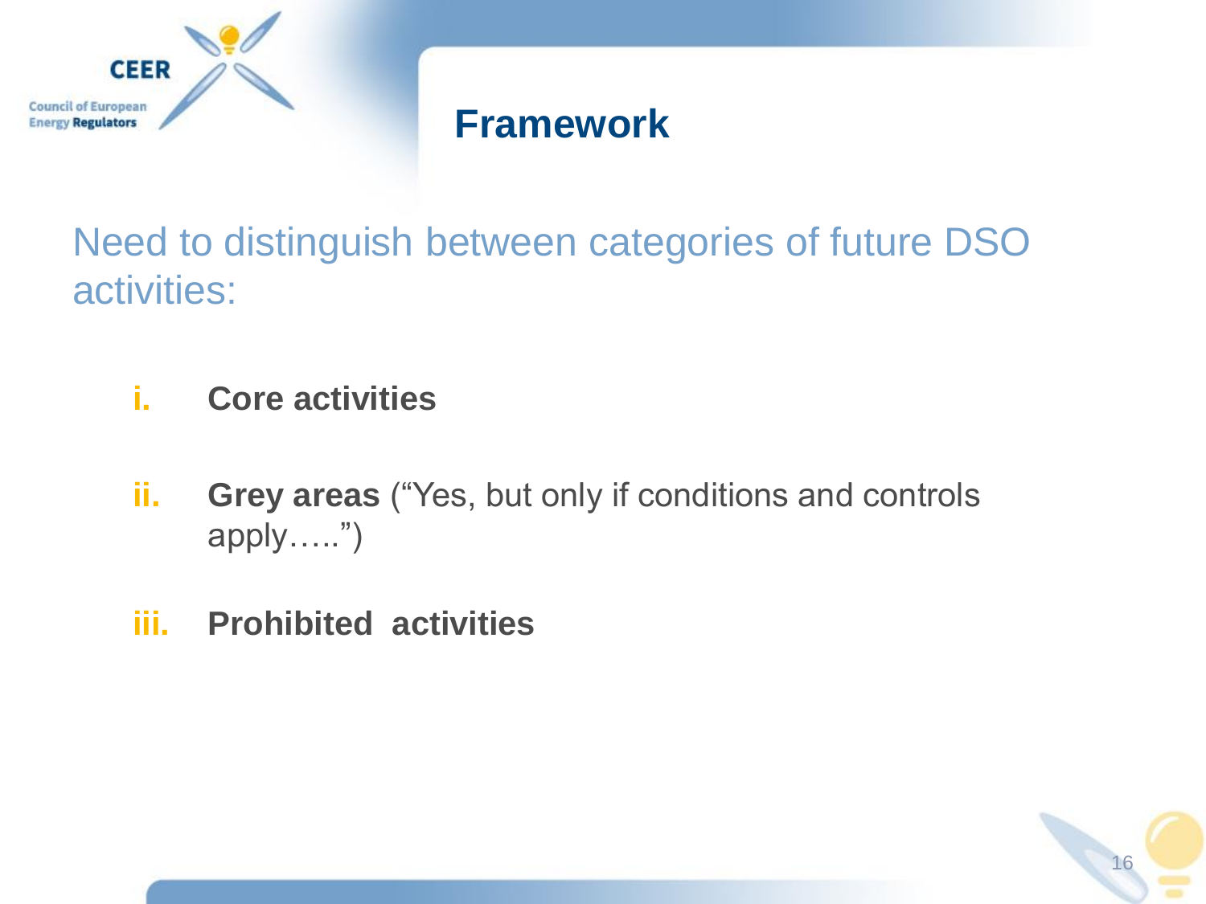# Framework

Need to distinguish between categories of future DSO activities:

i. **Core activities**

ii. **Grey areas** ("Yes, but only if conditions and controls apply…..")

iii. **Prohibited activities**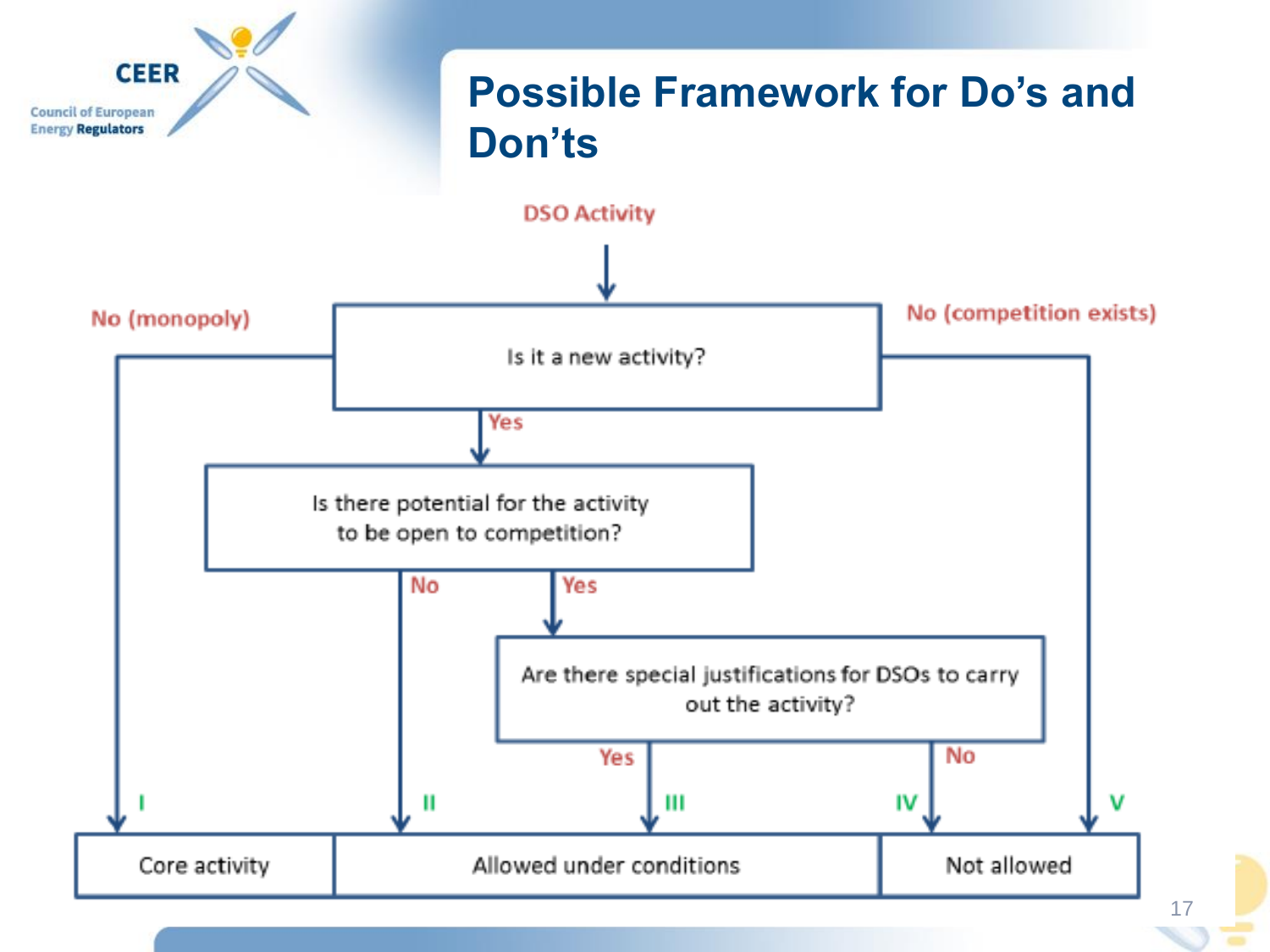# Possible Framework for Do's and Don'ts

DSO Activity

- **Is it a new activity?**
  - No (monopoly) → **I** → Core activity
  - No (competition exists) → **V** → Not allowed
  - Yes → **Is there potential for the activity to be open to competition?**
    - No → **II** → Allowed under conditions
    - Yes → **Are there special justifications for DSOs to carry out the activity?**
      - Yes → **III** → Allowed under conditions
      - No → **IV** → Not allowed

| Core activity | Allowed under conditions | Not allowed |
|---|---|---|
| I | II, III | IV, V |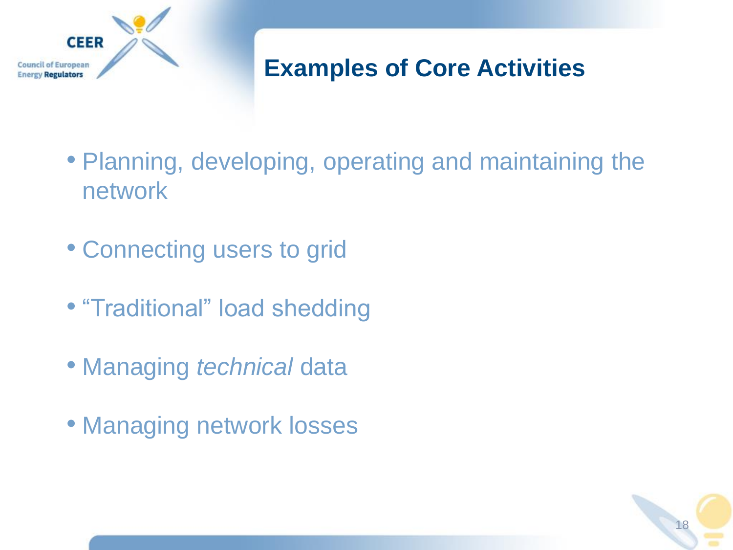# Examples of Core Activities

- Planning, developing, operating and maintaining the network
- Connecting users to grid
- “Traditional” load shedding
- Managing *technical* data
- Managing network losses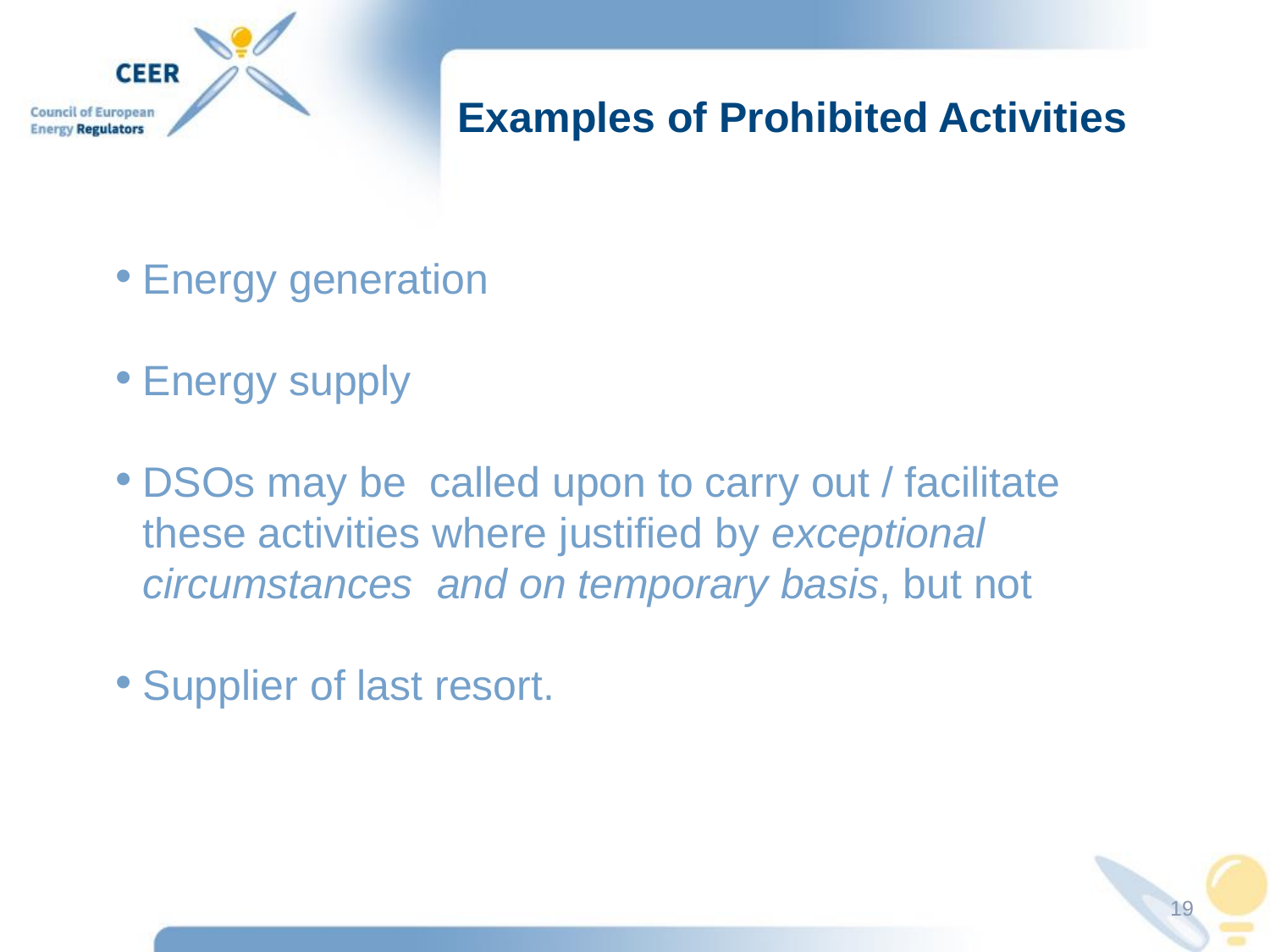# Examples of Prohibited Activities

- Energy generation
- Energy supply
- DSOs may be called upon to carry out / facilitate these activities where justified by *exceptional circumstances and on temporary basis*, but not
- Supplier of last resort.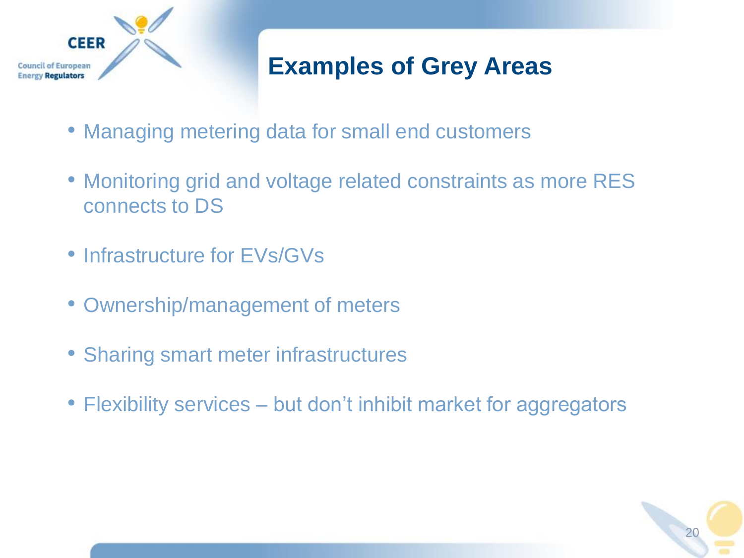# Examples of Grey Areas

- Managing metering data for small end customers
- Monitoring grid and voltage related constraints as more RES connects to DS
- Infrastructure for EVs/GVs
- Ownership/management of meters
- Sharing smart meter infrastructures
- Flexibility services – but don't inhibit market for aggregators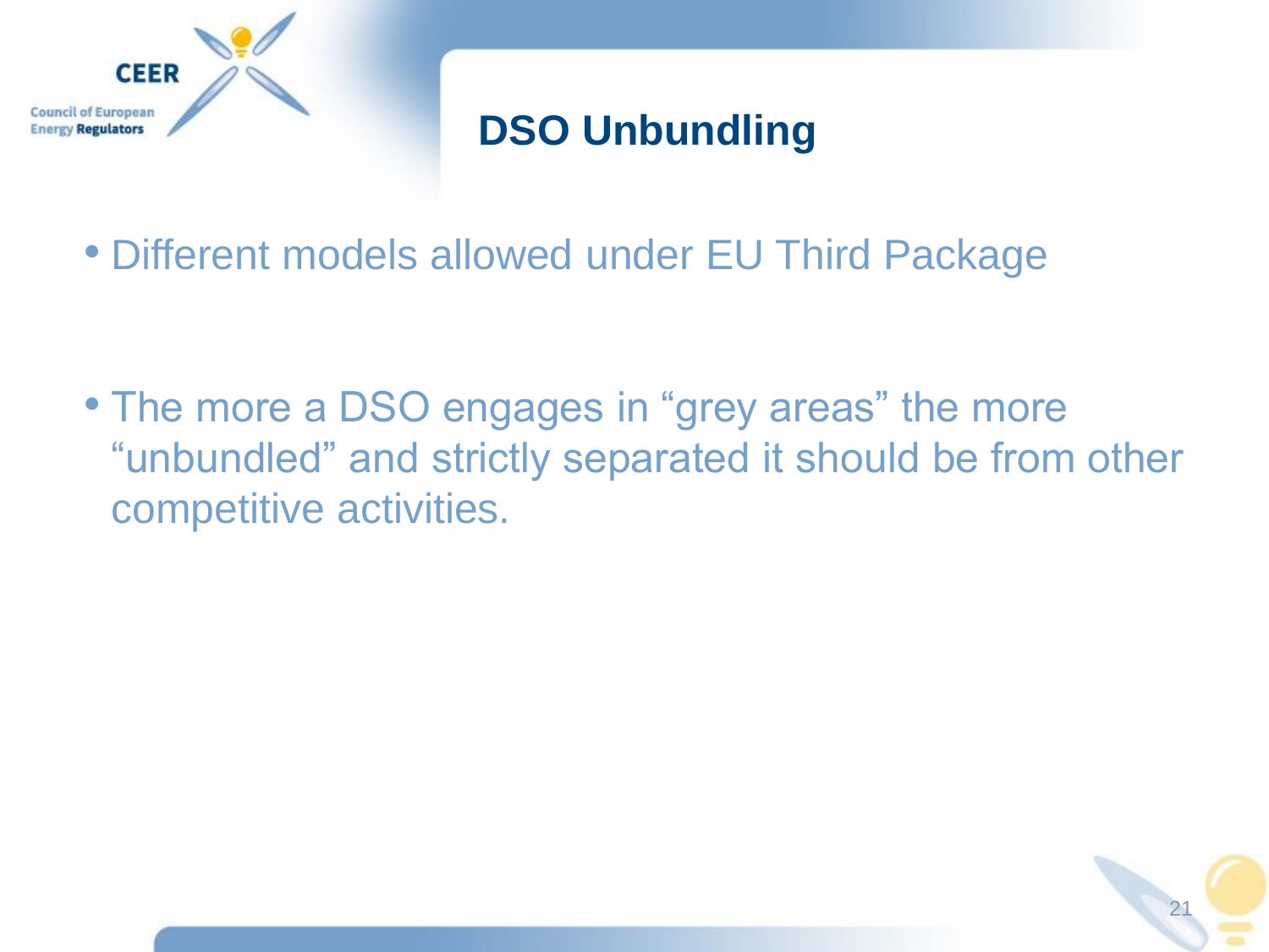# DSO Unbundling

- Different models allowed under EU Third Package

- The more a DSO engages in “grey areas” the more “unbundled” and strictly separated it should be from other competitive activities.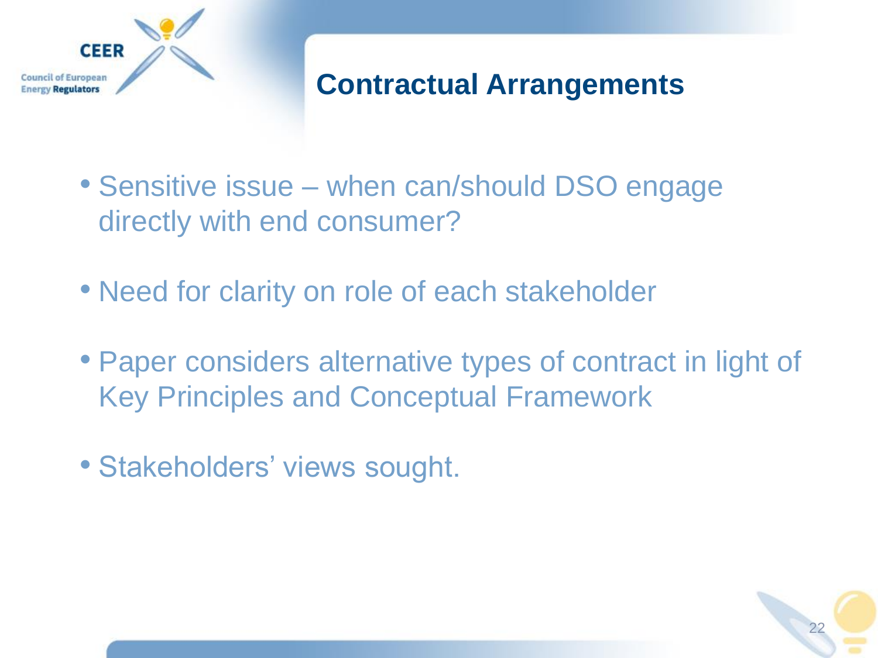# Contractual Arrangements

- Sensitive issue – when can/should DSO engage directly with end consumer?
- Need for clarity on role of each stakeholder
- Paper considers alternative types of contract in light of Key Principles and Conceptual Framework
- Stakeholders' views sought.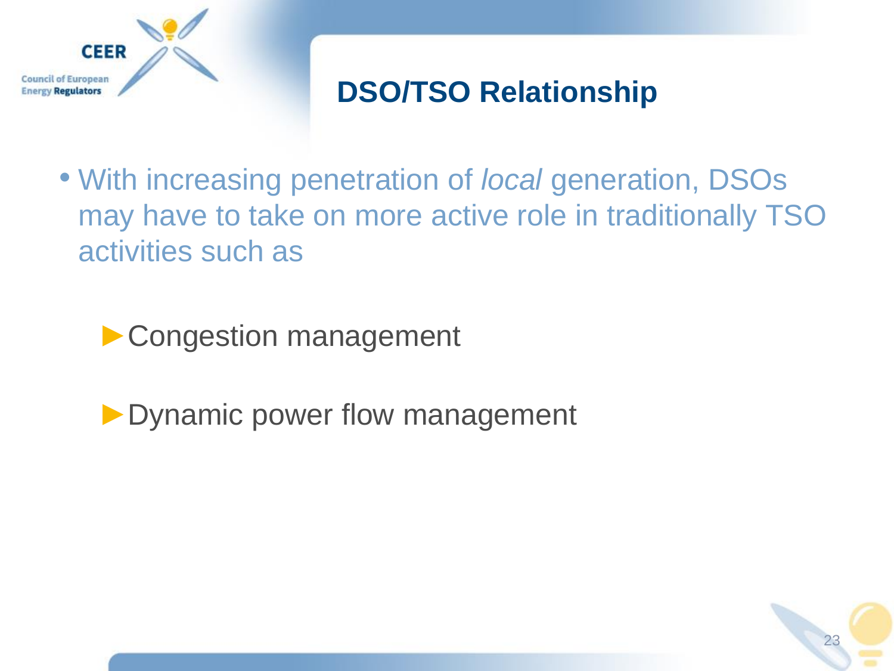# DSO/TSO Relationship

- With increasing penetration of *local* generation, DSOs may have to take on more active role in traditionally TSO activities such as
  - Congestion management
  - Dynamic power flow management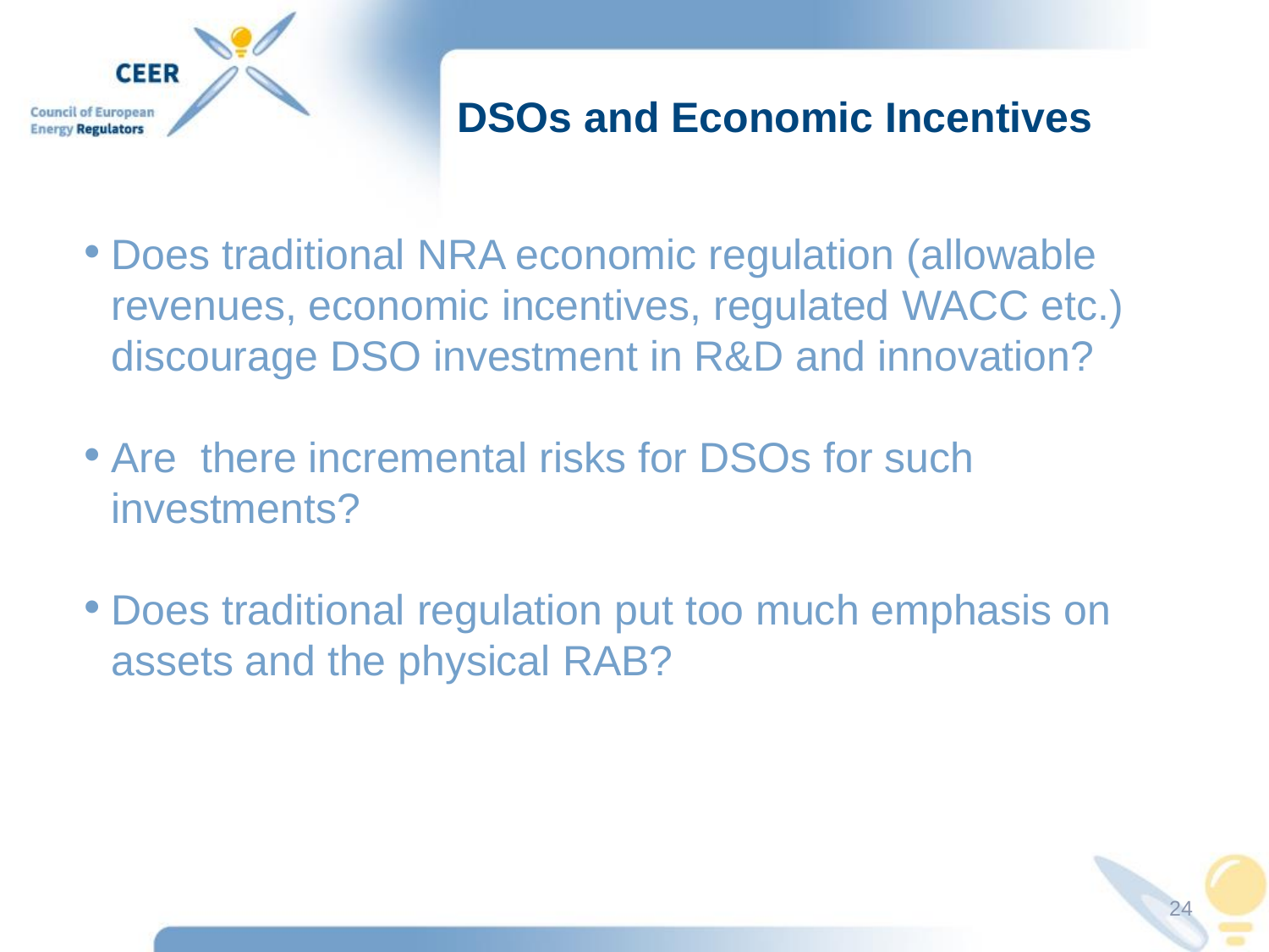# DSOs and Economic Incentives

- Does traditional NRA economic regulation (allowable revenues, economic incentives, regulated WACC etc.) discourage DSO investment in R&D and innovation?
- Are there incremental risks for DSOs for such investments?
- Does traditional regulation put too much emphasis on assets and the physical RAB?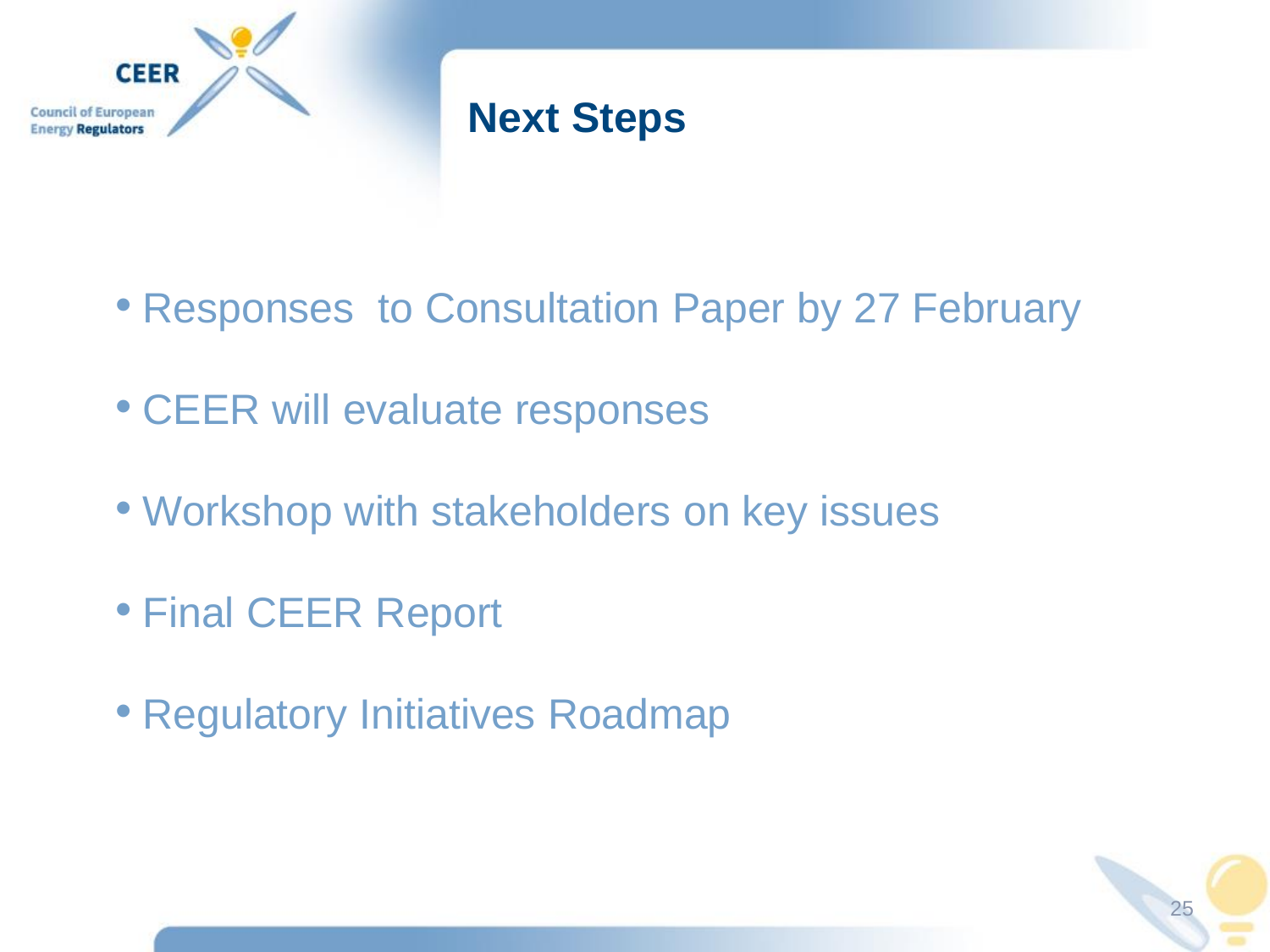# Next Steps

- Responses to Consultation Paper by 27 February
- CEER will evaluate responses
- Workshop with stakeholders on key issues
- Final CEER Report
- Regulatory Initiatives Roadmap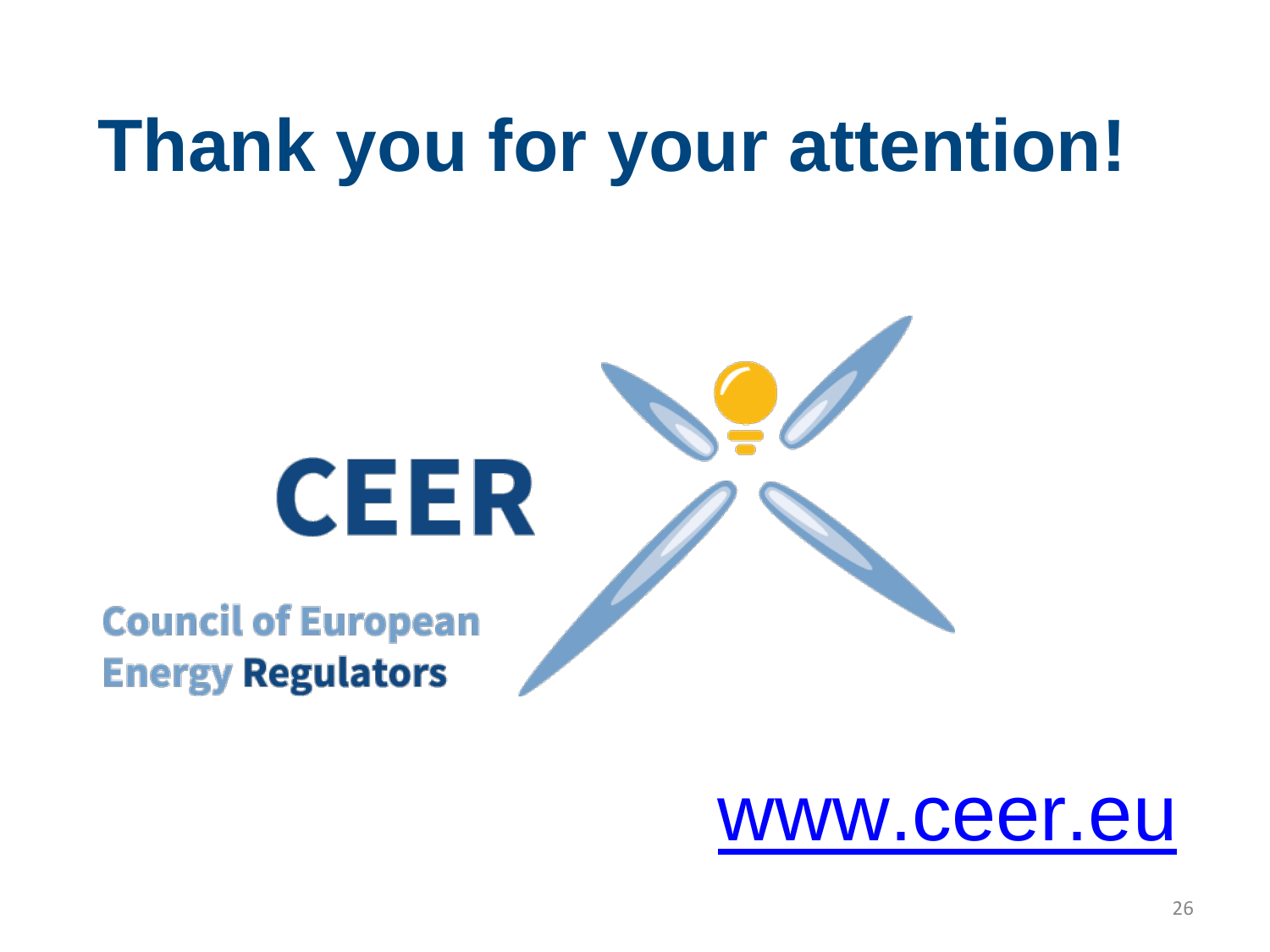# Thank you for your attention!

CEER

Council of European Energy Regulators

[www.ceer.eu](http://www.ceer.eu)